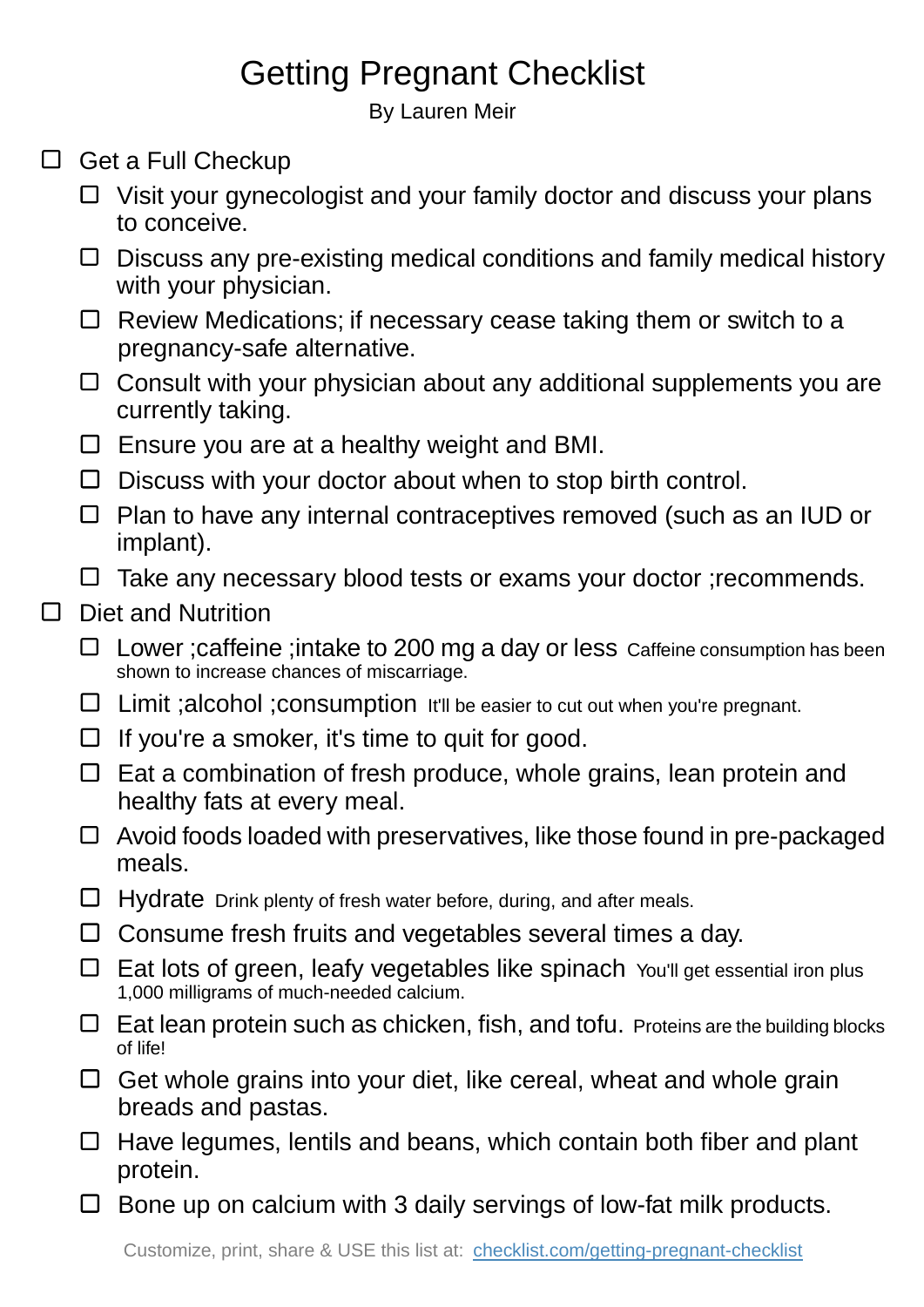# Getting Pregnant Checklist

By Lauren Meir

- [ ] Get a Full Checkup
    - [ ] Visit your gynecologist and your family doctor and discuss your plans to conceive.
    - [ ] Discuss any pre-existing medical conditions and family medical history with your physician.
    - [ ] Review Medications; if necessary cease taking them or switch to a pregnancy-safe alternative.
    - [ ] Consult with your physician about any additional supplements you are currently taking.
    - [ ] Ensure you are at a healthy weight and BMI.
    - [ ] Discuss with your doctor about when to stop birth control.
    - [ ] Plan to have any internal contraceptives removed (such as an IUD or implant).
    - [ ] Take any necessary blood tests or exams your doctor ;recommends.
- [ ] Diet and Nutrition
    - [ ] Lower ;caffeine ;intake to 200 mg a day or less Caffeine consumption has been shown to increase chances of miscarriage.
    - [ ] Limit ;alcohol ;consumption It'll be easier to cut out when you're pregnant.
    - [ ] If you're a smoker, it's time to quit for good.
    - [ ] Eat a combination of fresh produce, whole grains, lean protein and healthy fats at every meal.
    - [ ] Avoid foods loaded with preservatives, like those found in pre-packaged meals.
    - [ ] Hydrate Drink plenty of fresh water before, during, and after meals.
    - [ ] Consume fresh fruits and vegetables several times a day.
    - [ ] Eat lots of green, leafy vegetables like spinach You'll get essential iron plus 1,000 milligrams of much-needed calcium.
    - [ ] Eat lean protein such as chicken, fish, and tofu. Proteins are the building blocks of life!
    - [ ] Get whole grains into your diet, like cereal, wheat and whole grain breads and pastas.
    - [ ] Have legumes, lentils and beans, which contain both fiber and plant protein.
    - [ ] Bone up on calcium with 3 daily servings of low-fat milk products.

Customize, print, share & USE this list at: [checklist.com/getting-pregnant-checklist](https://checklist.com/getting-pregnant-checklist)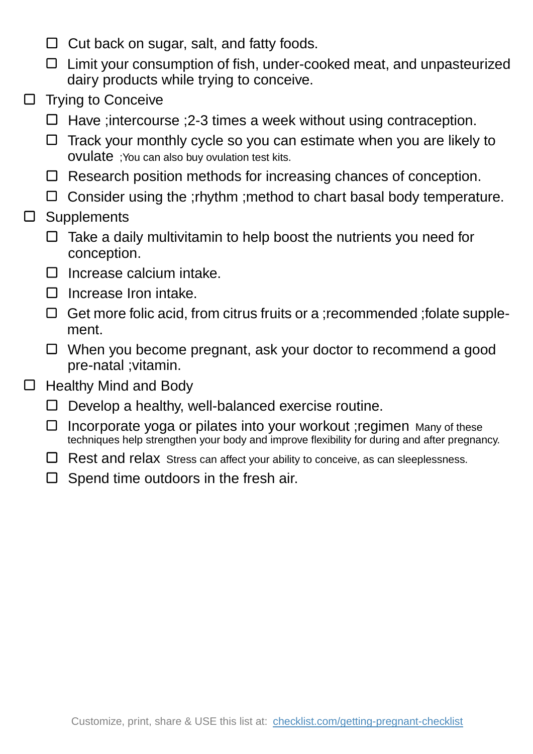- [ ] Cut back on sugar, salt, and fatty foods.
- [ ] Limit your consumption of fish, under-cooked meat, and unpasteurized dairy products while trying to conceive.

- [ ] Trying to Conceive
  - [ ] Have ;intercourse ;2-3 times a week without using contraception.
  - [ ] Track your monthly cycle so you can estimate when you are likely to ovulate ;You can also buy ovulation test kits.
  - [ ] Research position methods for increasing chances of conception.
  - [ ] Consider using the ;rhythm ;method to chart basal body temperature.
- [ ] Supplements
  - [ ] Take a daily multivitamin to help boost the nutrients you need for conception.
  - [ ] Increase calcium intake.
  - [ ] Increase Iron intake.
  - [ ] Get more folic acid, from citrus fruits or a ;recommended ;folate supplement.
  - [ ] When you become pregnant, ask your doctor to recommend a good pre-natal ;vitamin.
- [ ] Healthy Mind and Body
  - [ ] Develop a healthy, well-balanced exercise routine.
  - [ ] Incorporate yoga or pilates into your workout ;regimen Many of these techniques help strengthen your body and improve flexibility for during and after pregnancy.
  - [ ] Rest and relax Stress can affect your ability to conceive, as can sleeplessness.
  - [ ] Spend time outdoors in the fresh air.

Customize, print, share & USE this list at: checklist.com/getting-pregnant-checklist